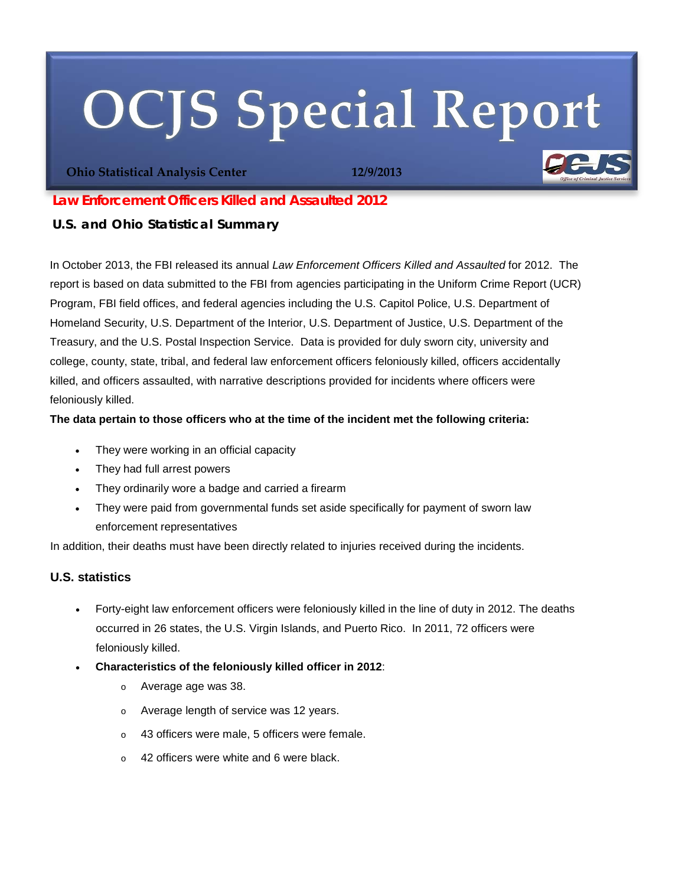# OCJS Special Report

**Ohio Statistical Analysis Center** 12/9/2013

## Law Enforcement Officers Killed and Assaulted 2012

### U.S. and Ohio Statistical Summary

In October 2013, the FBI released its annual *Law Enforcement Officers Killed and Assaulted* for 2012. The report is based on data submitted to the FBI from agencies participating in the Uniform Crime Report (UCR) Program, FBI field offices, and federal agencies including the U.S. Capitol Police, U.S. Department of Homeland Security, U.S. Department of the Interior, U.S. Department of Justice, U.S. Department of the Treasury, and the U.S. Postal Inspection Service. Data is provided for duly sworn city, university and college, county, state, tribal, and federal law enforcement officers feloniously killed, officers accidentally killed, and officers assaulted, with narrative descriptions provided for incidents where officers were feloniously killed.

**The data pertain to those officers who at the time of the incident met the following criteria:**

- They were working in an official capacity
- They had full arrest powers
- They ordinarily wore a badge and carried a firearm
- They were paid from governmental funds set aside specifically for payment of sworn law enforcement representatives

In addition, their deaths must have been directly related to injuries received during the incidents.

### U.S. statistics

- Forty-eight law enforcement officers were feloniously killed in the line of duty in 2012. The deaths occurred in 26 states, the U.S. Virgin Islands, and Puerto Rico. In 2011, 72 officers were feloniously killed.
- **Characteristics of the feloniously killed officer in 2012**:
  - Average age was 38.
  - Average length of service was 12 years.
  - 43 officers were male, 5 officers were female.
  - 42 officers were white and 6 were black.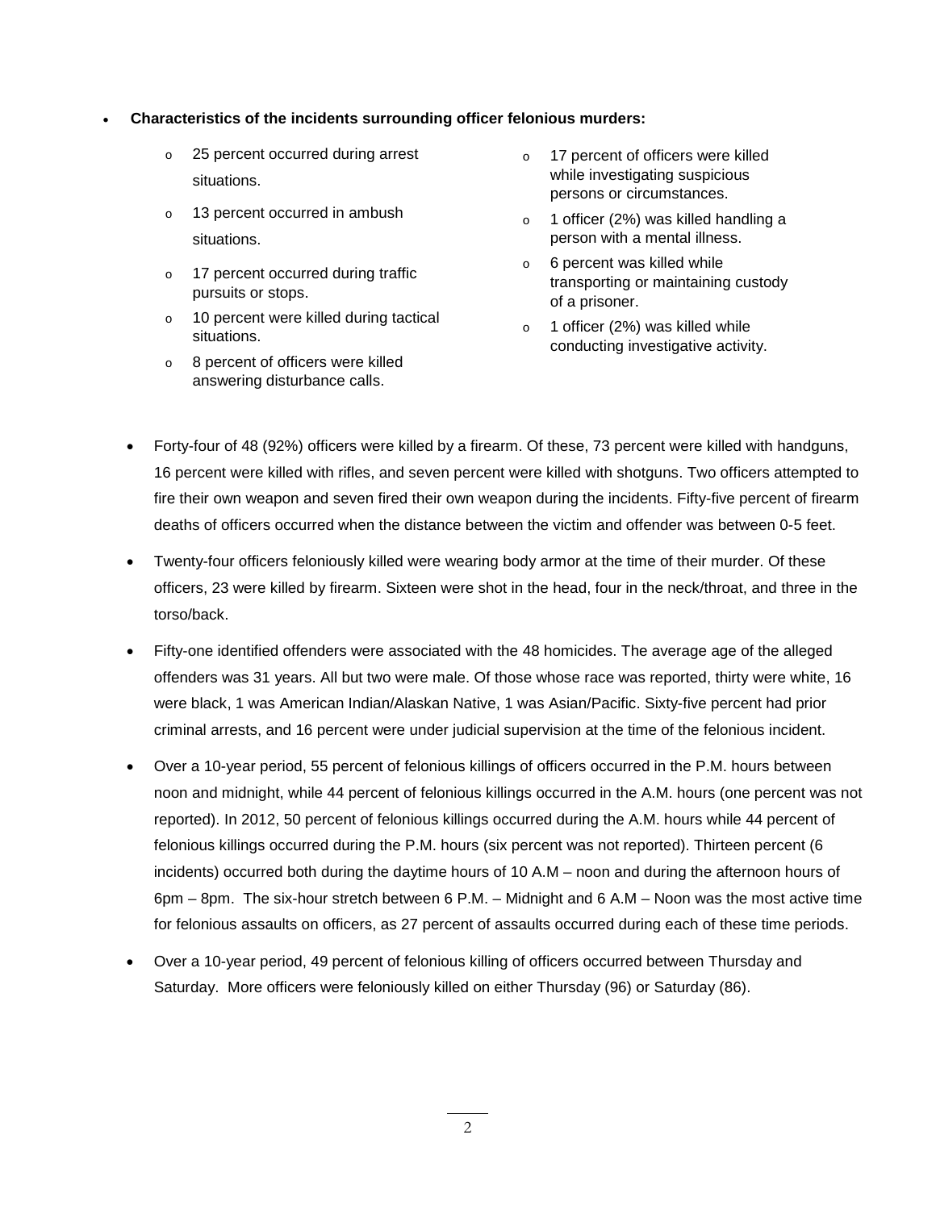- **Characteristics of the incidents surrounding officer felonious murders:**
  - 25 percent occurred during arrest situations.
  - 13 percent occurred in ambush situations.
  - 17 percent occurred during traffic pursuits or stops.
  - 10 percent were killed during tactical situations.
  - 8 percent of officers were killed answering disturbance calls.
  - 17 percent of officers were killed while investigating suspicious persons or circumstances.
  - 1 officer (2%) was killed handling a person with a mental illness.
  - 6 percent was killed while transporting or maintaining custody of a prisoner.
  - 1 officer (2%) was killed while conducting investigative activity.

- Forty-four of 48 (92%) officers were killed by a firearm. Of these, 73 percent were killed with handguns, 16 percent were killed with rifles, and seven percent were killed with shotguns. Two officers attempted to fire their own weapon and seven fired their own weapon during the incidents. Fifty-five percent of firearm deaths of officers occurred when the distance between the victim and offender was between 0-5 feet.

- Twenty-four officers feloniously killed were wearing body armor at the time of their murder. Of these officers, 23 were killed by firearm. Sixteen were shot in the head, four in the neck/throat, and three in the torso/back.

- Fifty-one identified offenders were associated with the 48 homicides. The average age of the alleged offenders was 31 years. All but two were male. Of those whose race was reported, thirty were white, 16 were black, 1 was American Indian/Alaskan Native, 1 was Asian/Pacific. Sixty-five percent had prior criminal arrests, and 16 percent were under judicial supervision at the time of the felonious incident.

- Over a 10-year period, 55 percent of felonious killings of officers occurred in the P.M. hours between noon and midnight, while 44 percent of felonious killings occurred in the A.M. hours (one percent was not reported). In 2012, 50 percent of felonious killings occurred during the A.M. hours while 44 percent of felonious killings occurred during the P.M. hours (six percent was not reported). Thirteen percent (6 incidents) occurred both during the daytime hours of 10 A.M – noon and during the afternoon hours of 6pm – 8pm. The six-hour stretch between 6 P.M. – Midnight and 6 A.M – Noon was the most active time for felonious assaults on officers, as 27 percent of assaults occurred during each of these time periods.

- Over a 10-year period, 49 percent of felonious killing of officers occurred between Thursday and Saturday. More officers were feloniously killed on either Thursday (96) or Saturday (86).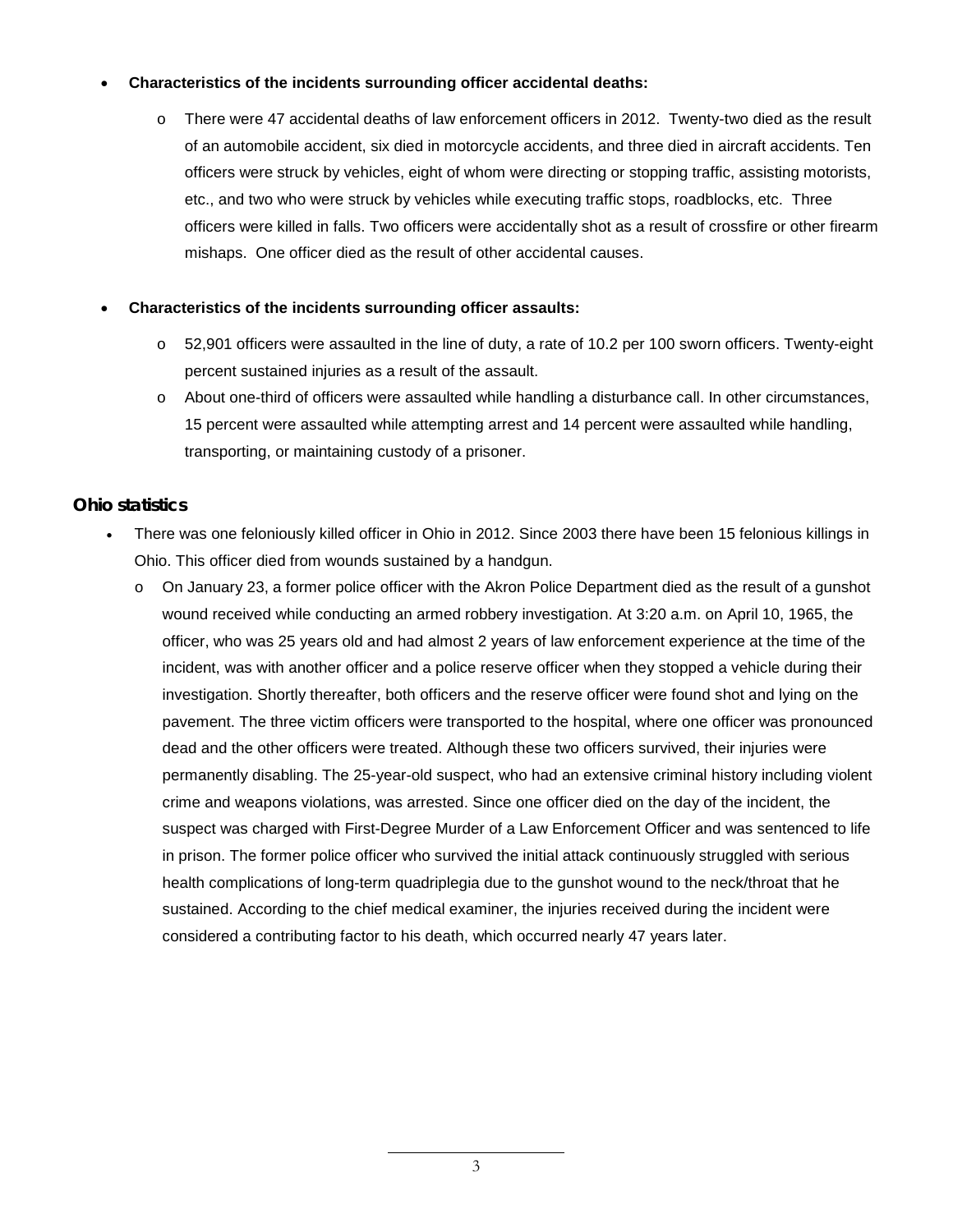- **Characteristics of the incidents surrounding officer accidental deaths:**
  - There were 47 accidental deaths of law enforcement officers in 2012. Twenty-two died as the result of an automobile accident, six died in motorcycle accidents, and three died in aircraft accidents. Ten officers were struck by vehicles, eight of whom were directing or stopping traffic, assisting motorists, etc., and two who were struck by vehicles while executing traffic stops, roadblocks, etc. Three officers were killed in falls. Two officers were accidentally shot as a result of crossfire or other firearm mishaps. One officer died as the result of other accidental causes.

- **Characteristics of the incidents surrounding officer assaults:**
  - 52,901 officers were assaulted in the line of duty, a rate of 10.2 per 100 sworn officers. Twenty-eight percent sustained injuries as a result of the assault.
  - About one-third of officers were assaulted while handling a disturbance call. In other circumstances, 15 percent were assaulted while attempting arrest and 14 percent were assaulted while handling, transporting, or maintaining custody of a prisoner.

## Ohio statistics

- There was one feloniously killed officer in Ohio in 2012. Since 2003 there have been 15 felonious killings in Ohio. This officer died from wounds sustained by a handgun.
  - On January 23, a former police officer with the Akron Police Department died as the result of a gunshot wound received while conducting an armed robbery investigation. At 3:20 a.m. on April 10, 1965, the officer, who was 25 years old and had almost 2 years of law enforcement experience at the time of the incident, was with another officer and a police reserve officer when they stopped a vehicle during their investigation. Shortly thereafter, both officers and the reserve officer were found shot and lying on the pavement. The three victim officers were transported to the hospital, where one officer was pronounced dead and the other officers were treated. Although these two officers survived, their injuries were permanently disabling. The 25-year-old suspect, who had an extensive criminal history including violent crime and weapons violations, was arrested. Since one officer died on the day of the incident, the suspect was charged with First-Degree Murder of a Law Enforcement Officer and was sentenced to life in prison. The former police officer who survived the initial attack continuously struggled with serious health complications of long-term quadriplegia due to the gunshot wound to the neck/throat that he sustained. According to the chief medical examiner, the injuries received during the incident were considered a contributing factor to his death, which occurred nearly 47 years later.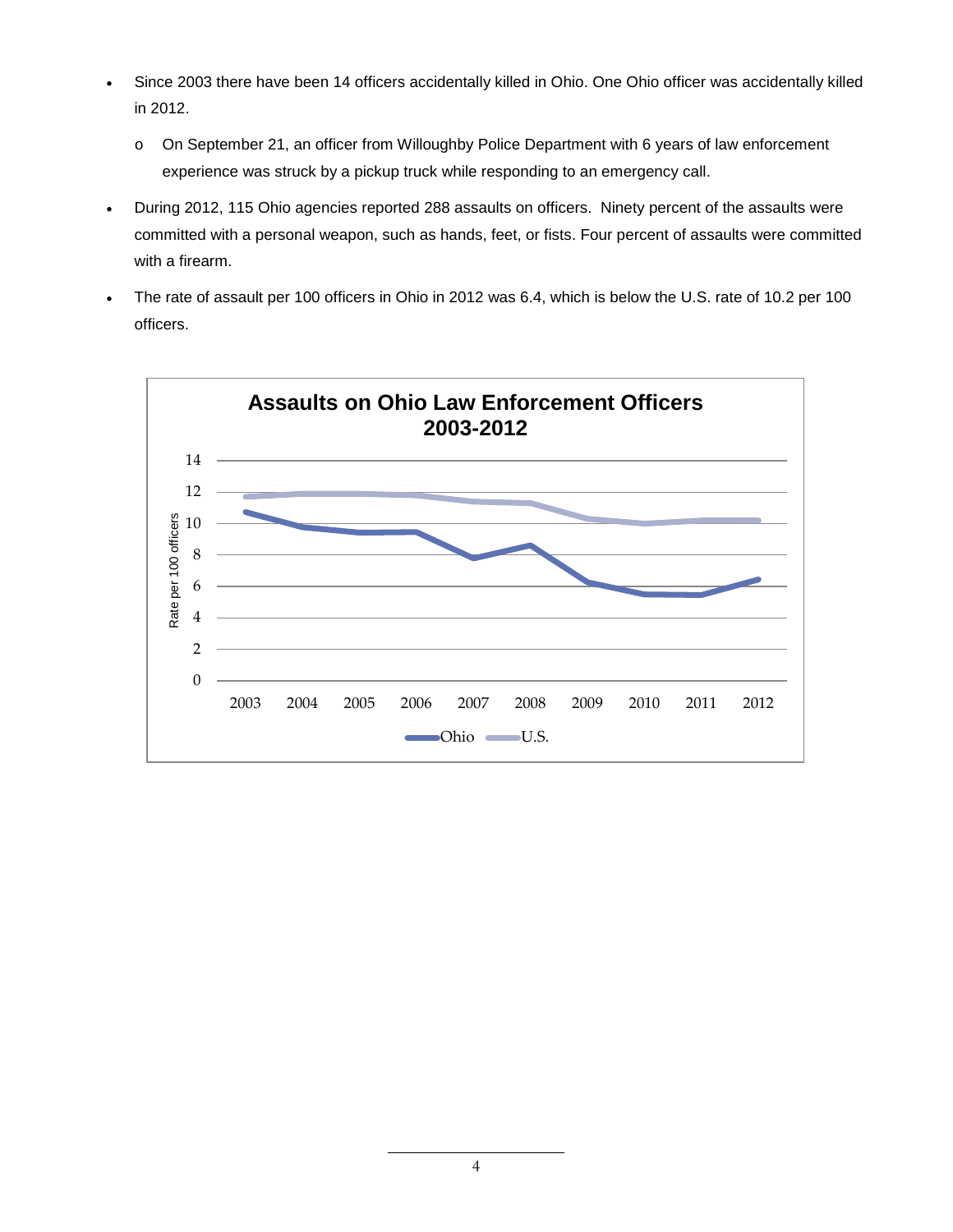- Since 2003 there have been 14 officers accidentally killed in Ohio. One Ohio officer was accidentally killed in 2012.
  - On September 21, an officer from Willoughby Police Department with 6 years of law enforcement experience was struck by a pickup truck while responding to an emergency call.
- During 2012, 115 Ohio agencies reported 288 assaults on officers. Ninety percent of the assaults were committed with a personal weapon, such as hands, feet, or fists. Four percent of assaults were committed with a firearm.
- The rate of assault per 100 officers in Ohio in 2012 was 6.4, which is below the U.S. rate of 10.2 per 100 officers.

**Assaults on Ohio Law Enforcement Officers 2003-2012**

Rate per 100 officers

14
12
10
8
6
4
2
0

2003 2004 2005 2006 2007 2008 2009 2010 2011 2012

Ohio U.S.